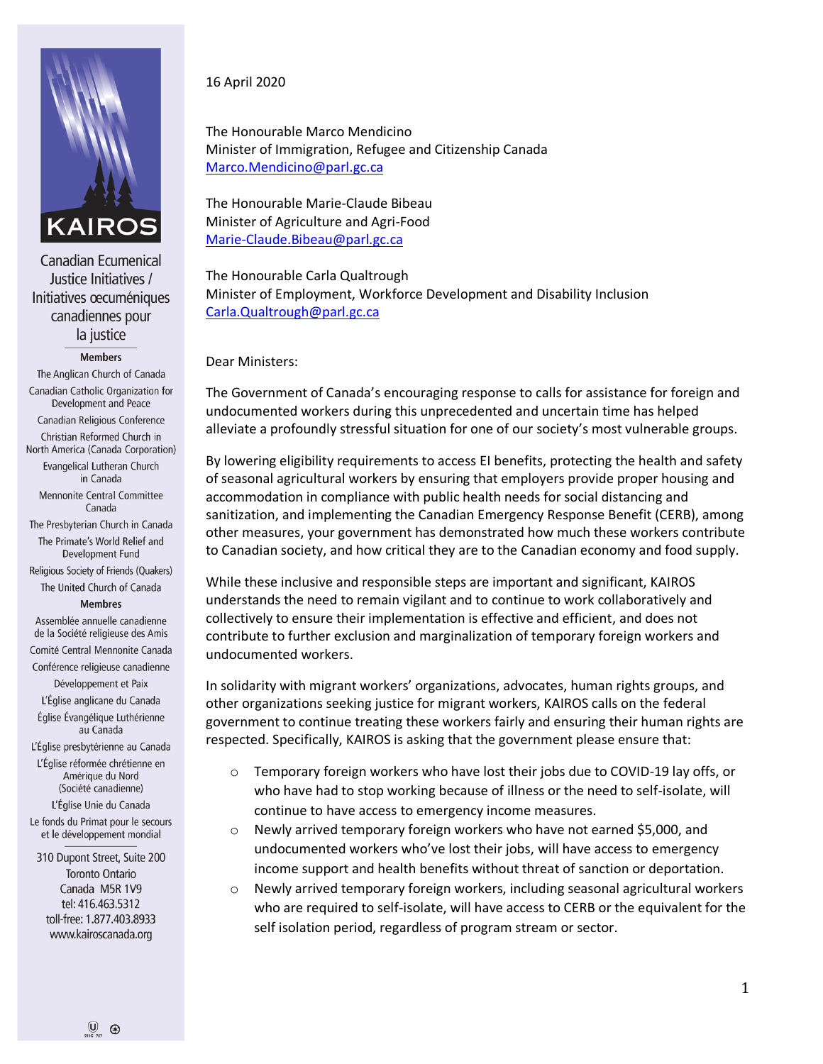KAIROS

Canadian Ecumenical Justice Initiatives / Initiatives œcuméniques canadiennes pour la justice

**Members**

The Anglican Church of Canada
Canadian Catholic Organization for Development and Peace
Canadian Religious Conference
Christian Reformed Church in North America (Canada Corporation)
Evangelical Lutheran Church in Canada
Mennonite Central Committee Canada
The Presbyterian Church in Canada
The Primate's World Relief and Development Fund
Religious Society of Friends (Quakers)
The United Church of Canada

**Membres**

Assemblée annuelle canadienne de la Société religieuse des Amis
Comité Central Mennonite Canada
Conférence religieuse canadienne
Développement et Paix
L'Église anglicane du Canada
Église Évangélique Luthérienne au Canada
L'Église presbytérienne au Canada
L'Église réformée chrétienne en Amérique du Nord (Société canadienne)
L'Église Unie du Canada
Le fonds du Primat pour le secours et le développement mondial

310 Dupont Street, Suite 200
Toronto Ontario
Canada M5R 1V9
tel: 416.463.5312
toll-free: 1.877.403.8933
www.kairoscanada.org

16 April 2020

The Honourable Marco Mendicino
Minister of Immigration, Refugee and Citizenship Canada
Marco.Mendicino@parl.gc.ca

The Honourable Marie-Claude Bibeau
Minister of Agriculture and Agri-Food
Marie-Claude.Bibeau@parl.gc.ca

The Honourable Carla Qualtrough
Minister of Employment, Workforce Development and Disability Inclusion
Carla.Qualtrough@parl.gc.ca

Dear Ministers:

The Government of Canada's encouraging response to calls for assistance for foreign and undocumented workers during this unprecedented and uncertain time has helped alleviate a profoundly stressful situation for one of our society's most vulnerable groups.

By lowering eligibility requirements to access EI benefits, protecting the health and safety of seasonal agricultural workers by ensuring that employers provide proper housing and accommodation in compliance with public health needs for social distancing and sanitization, and implementing the Canadian Emergency Response Benefit (CERB), among other measures, your government has demonstrated how much these workers contribute to Canadian society, and how critical they are to the Canadian economy and food supply.

While these inclusive and responsible steps are important and significant, KAIROS understands the need to remain vigilant and to continue to work collaboratively and collectively to ensure their implementation is effective and efficient, and does not contribute to further exclusion and marginalization of temporary foreign workers and undocumented workers.

In solidarity with migrant workers' organizations, advocates, human rights groups, and other organizations seeking justice for migrant workers, KAIROS calls on the federal government to continue treating these workers fairly and ensuring their human rights are respected. Specifically, KAIROS is asking that the government please ensure that:

- Temporary foreign workers who have lost their jobs due to COVID-19 lay offs, or who have had to stop working because of illness or the need to self-isolate, will continue to have access to emergency income measures.
- Newly arrived temporary foreign workers who have not earned $5,000, and undocumented workers who've lost their jobs, will have access to emergency income support and health benefits without threat of sanction or deportation.
- Newly arrived temporary foreign workers, including seasonal agricultural workers who are required to self-isolate, will have access to CERB or the equivalent for the self isolation period, regardless of program stream or sector.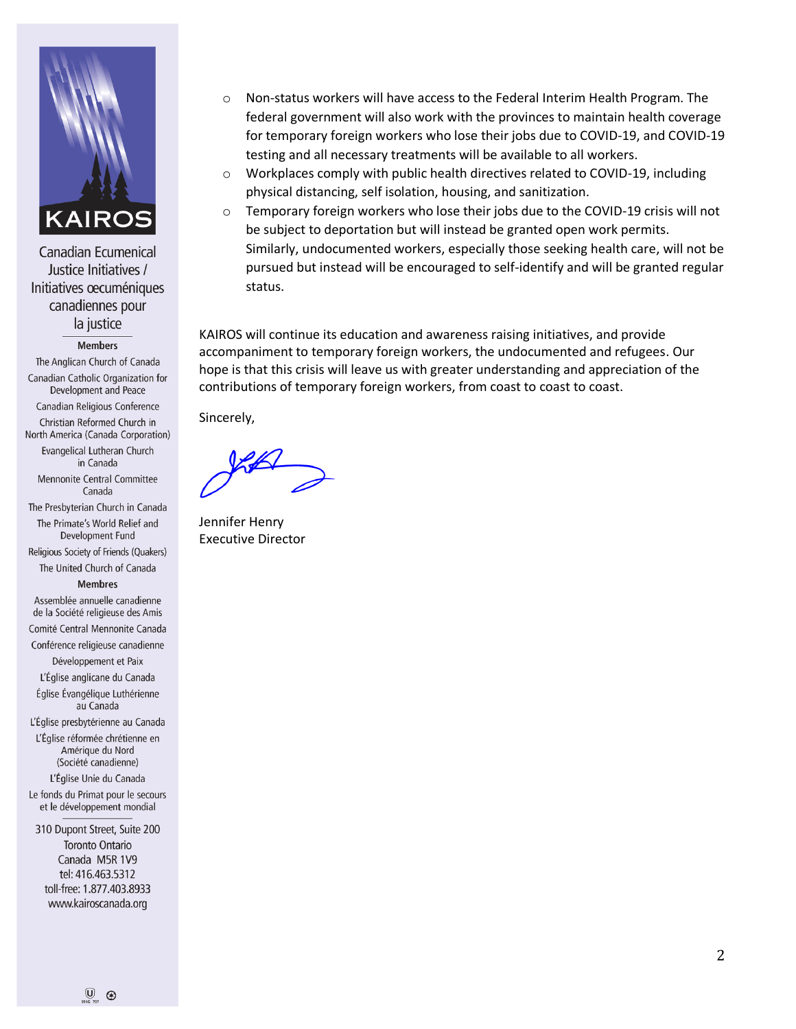KAIROS

Canadian Ecumenical Justice Initiatives / Initiatives oecuméniques canadiennes pour la justice

**Members**

The Anglican Church of Canada

Canadian Catholic Organization for Development and Peace

Canadian Religious Conference

Christian Reformed Church in North America (Canada Corporation)

Evangelical Lutheran Church in Canada

Mennonite Central Committee Canada

The Presbyterian Church in Canada

The Primate's World Relief and Development Fund

Religious Society of Friends (Quakers)

The United Church of Canada

**Membres**

Assemblée annuelle canadienne de la Société religieuse des Amis

Comité Central Mennonite Canada

Conférence religieuse canadienne

Développement et Paix

L'Église anglicane du Canada

Église Évangélique Luthérienne au Canada

L'Église presbytérienne au Canada

L'Église réformée chrétienne en Amérique du Nord (Société canadienne)

L'Église Unie du Canada

Le fonds du Primat pour le secours et le développement mondial

310 Dupont Street, Suite 200
Toronto Ontario
Canada M5R 1V9
tel: 416.463.5312
toll-free: 1.877.403.8933
www.kairoscanada.org

---

- Non-status workers will have access to the Federal Interim Health Program. The federal government will also work with the provinces to maintain health coverage for temporary foreign workers who lose their jobs due to COVID-19, and COVID-19 testing and all necessary treatments will be available to all workers.
- Workplaces comply with public health directives related to COVID-19, including physical distancing, self isolation, housing, and sanitization.
- Temporary foreign workers who lose their jobs due to the COVID-19 crisis will not be subject to deportation but will instead be granted open work permits. Similarly, undocumented workers, especially those seeking health care, will not be pursued but instead will be encouraged to self-identify and will be granted regular status.

KAIROS will continue its education and awareness raising initiatives, and provide accompaniment to temporary foreign workers, the undocumented and refugees. Our hope is that this crisis will leave us with greater understanding and appreciation of the contributions of temporary foreign workers, from coast to coast to coast.

Sincerely,

Jennifer Henry
Executive Director